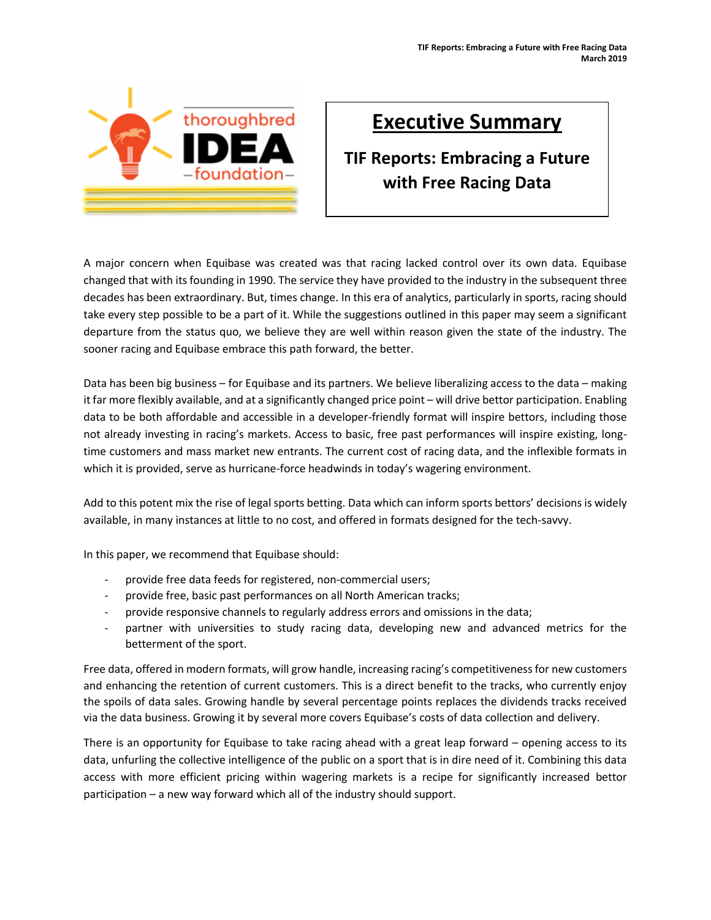# Executive Summary

## TIF Reports: Embracing a Future with Free Racing Data

A major concern when Equibase was created was that racing lacked control over its own data. Equibase changed that with its founding in 1990. The service they have provided to the industry in the subsequent three decades has been extraordinary. But, times change. In this era of analytics, particularly in sports, racing should take every step possible to be a part of it. While the suggestions outlined in this paper may seem a significant departure from the status quo, we believe they are well within reason given the state of the industry. The sooner racing and Equibase embrace this path forward, the better.

Data has been big business – for Equibase and its partners. We believe liberalizing access to the data – making it far more flexibly available, and at a significantly changed price point – will drive bettor participation. Enabling data to be both affordable and accessible in a developer-friendly format will inspire bettors, including those not already investing in racing's markets. Access to basic, free past performances will inspire existing, long-time customers and mass market new entrants. The current cost of racing data, and the inflexible formats in which it is provided, serve as hurricane-force headwinds in today's wagering environment.

Add to this potent mix the rise of legal sports betting. Data which can inform sports bettors' decisions is widely available, in many instances at little to no cost, and offered in formats designed for the tech-savvy.

In this paper, we recommend that Equibase should:

- provide free data feeds for registered, non-commercial users;
- provide free, basic past performances on all North American tracks;
- provide responsive channels to regularly address errors and omissions in the data;
- partner with universities to study racing data, developing new and advanced metrics for the betterment of the sport.

Free data, offered in modern formats, will grow handle, increasing racing's competitiveness for new customers and enhancing the retention of current customers. This is a direct benefit to the tracks, who currently enjoy the spoils of data sales. Growing handle by several percentage points replaces the dividends tracks received via the data business. Growing it by several more covers Equibase's costs of data collection and delivery.

There is an opportunity for Equibase to take racing ahead with a great leap forward – opening access to its data, unfurling the collective intelligence of the public on a sport that is in dire need of it. Combining this data access with more efficient pricing within wagering markets is a recipe for significantly increased bettor participation – a new way forward which all of the industry should support.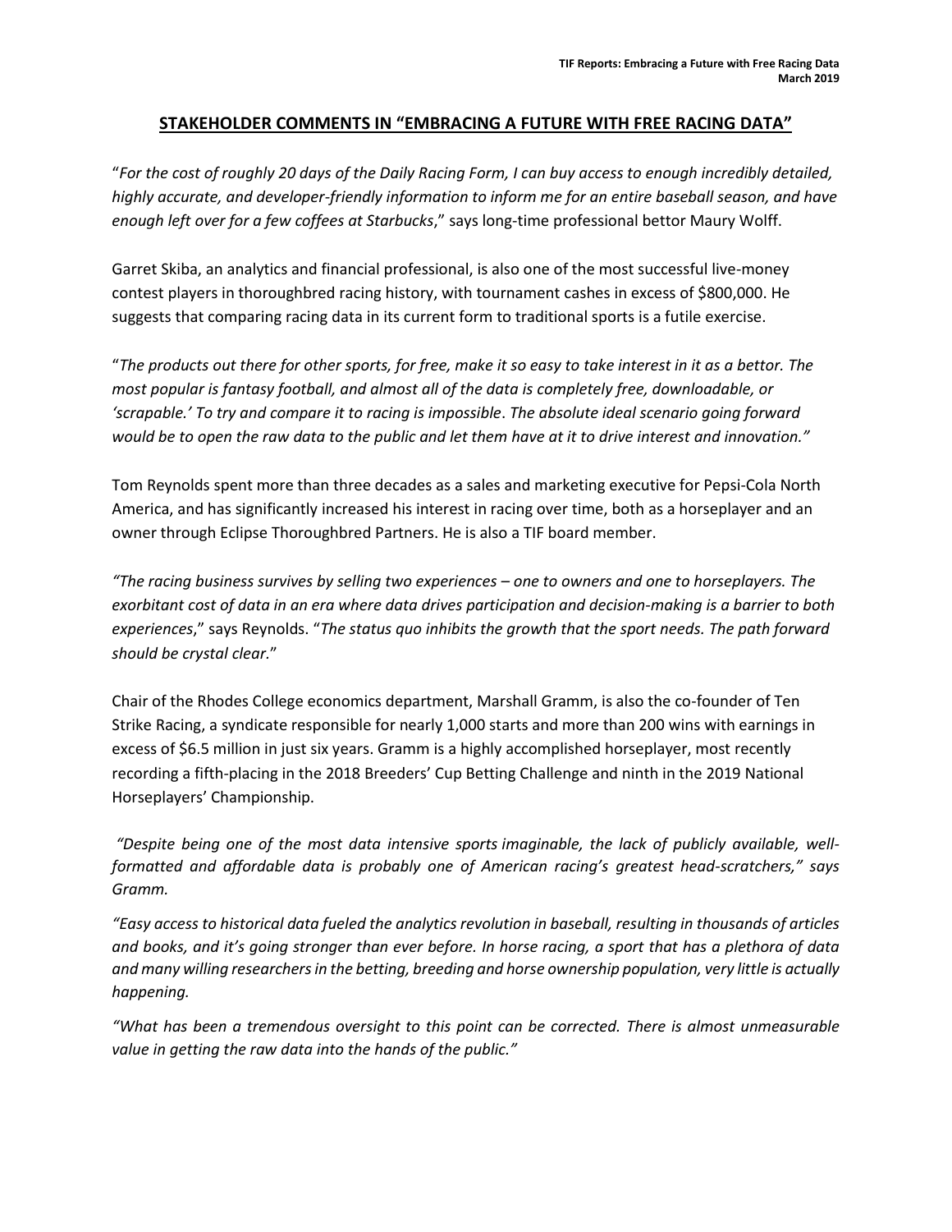## STAKEHOLDER COMMENTS IN "EMBRACING A FUTURE WITH FREE RACING DATA"

"*For the cost of roughly 20 days of the Daily Racing Form, I can buy access to enough incredibly detailed, highly accurate, and developer-friendly information to inform me for an entire baseball season, and have enough left over for a few coffees at Starbucks*," says long-time professional bettor Maury Wolff.

Garret Skiba, an analytics and financial professional, is also one of the most successful live-money contest players in thoroughbred racing history, with tournament cashes in excess of $800,000. He suggests that comparing racing data in its current form to traditional sports is a futile exercise.

"*The products out there for other sports, for free, make it so easy to take interest in it as a bettor. The most popular is fantasy football, and almost all of the data is completely free, downloadable, or 'scrapable.' To try and compare it to racing is impossible*. *The absolute ideal scenario going forward would be to open the raw data to the public and let them have at it to drive interest and innovation."*

Tom Reynolds spent more than three decades as a sales and marketing executive for Pepsi-Cola North America, and has significantly increased his interest in racing over time, both as a horseplayer and an owner through Eclipse Thoroughbred Partners. He is also a TIF board member.

*"The racing business survives by selling two experiences – one to owners and one to horseplayers. The exorbitant cost of data in an era where data drives participation and decision-making is a barrier to both experiences*," says Reynolds. "*The status quo inhibits the growth that the sport needs. The path forward should be crystal clear.*"

Chair of the Rhodes College economics department, Marshall Gramm, is also the co-founder of Ten Strike Racing, a syndicate responsible for nearly 1,000 starts and more than 200 wins with earnings in excess of $6.5 million in just six years. Gramm is a highly accomplished horseplayer, most recently recording a fifth-placing in the 2018 Breeders' Cup Betting Challenge and ninth in the 2019 National Horseplayers' Championship.

*"Despite being one of the most data intensive sports imaginable, the lack of publicly available, well-formatted and affordable data is probably one of American racing's greatest head-scratchers," says Gramm.*

*"Easy access to historical data fueled the analytics revolution in baseball, resulting in thousands of articles and books, and it's going stronger than ever before. In horse racing, a sport that has a plethora of data and many willing researchers in the betting, breeding and horse ownership population, very little is actually happening.*

*"What has been a tremendous oversight to this point can be corrected. There is almost unmeasurable value in getting the raw data into the hands of the public."*